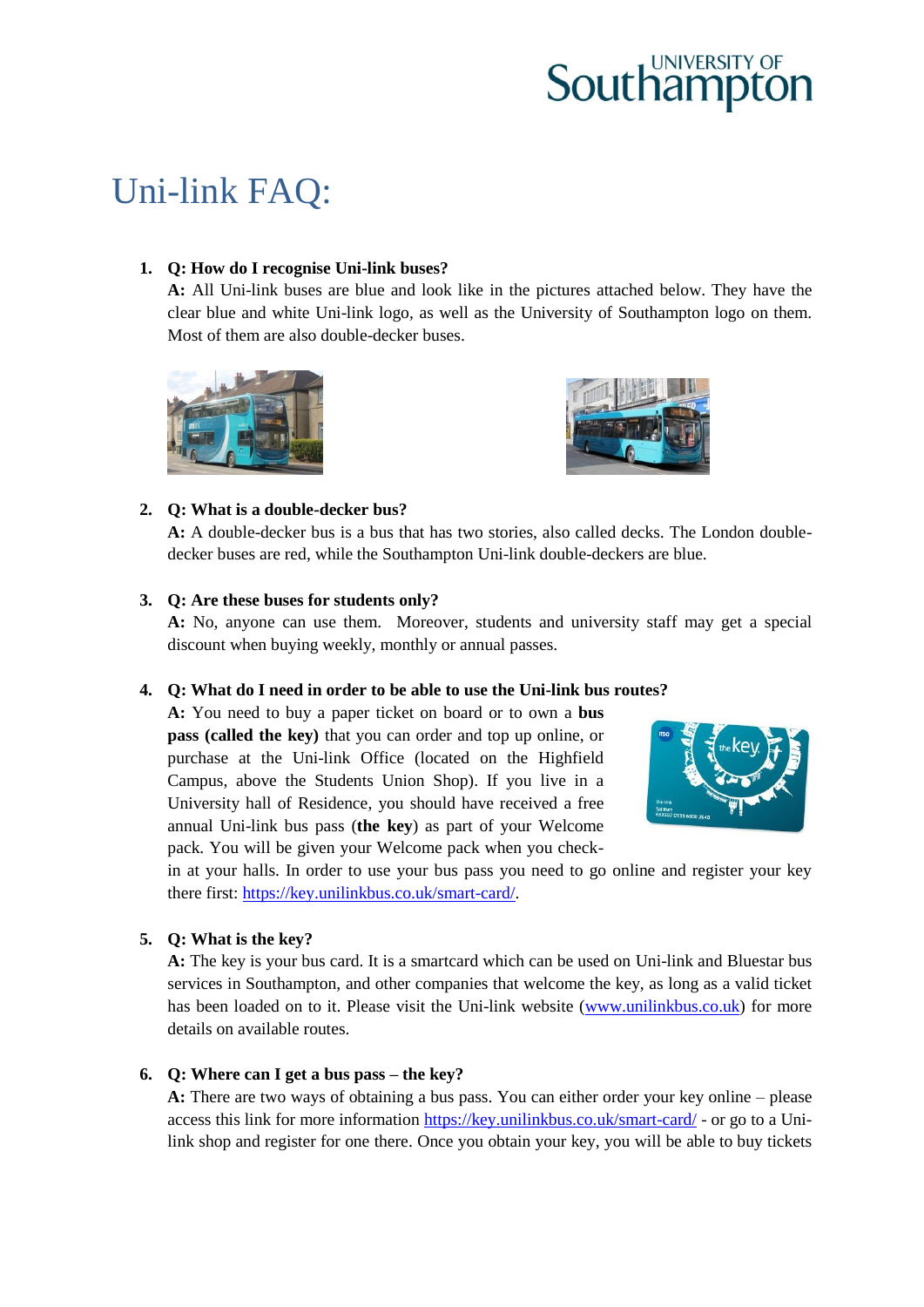# Uni-link FAQ:

1. **Q: How do I recognise Uni-link buses?**
   **A:** All Uni-link buses are blue and look like in the pictures attached below. They have the clear blue and white Uni-link logo, as well as the University of Southampton logo on them. Most of them are also double-decker buses.

2. **Q: What is a double-decker bus?**
   **A:** A double-decker bus is a bus that has two stories, also called decks. The London double-decker buses are red, while the Southampton Uni-link double-deckers are blue.

3. **Q: Are these buses for students only?**
   **A:** No, anyone can use them. Moreover, students and university staff may get a special discount when buying weekly, monthly or annual passes.

4. **Q: What do I need in order to be able to use the Uni-link bus routes?**
   **A:** You need to buy a paper ticket on board or to own a **bus pass (called the key)** that you can order and top up online, or purchase at the Uni-link Office (located on the Highfield Campus, above the Students Union Shop). If you live in a University hall of Residence, you should have received a free annual Uni-link bus pass (**the key**) as part of your Welcome pack. You will be given your Welcome pack when you check-in at your halls. In order to use your bus pass you need to go online and register your key there first: [https://key.unilinkbus.co.uk/smart-card/](https://key.unilinkbus.co.uk/smart-card/).

5. **Q: What is the key?**
   **A:** The key is your bus card. It is a smartcard which can be used on Uni-link and Bluestar bus services in Southampton, and other companies that welcome the key, as long as a valid ticket has been loaded on to it. Please visit the Uni-link website ([www.unilinkbus.co.uk](http://www.unilinkbus.co.uk)) for more details on available routes.

6. **Q: Where can I get a bus pass – the key?**
   **A:** There are two ways of obtaining a bus pass. You can either order your key online – please access this link for more information [https://key.unilinkbus.co.uk/smart-card/](https://key.unilinkbus.co.uk/smart-card/) - or go to a Uni-link shop and register for one there. Once you obtain your key, you will be able to buy tickets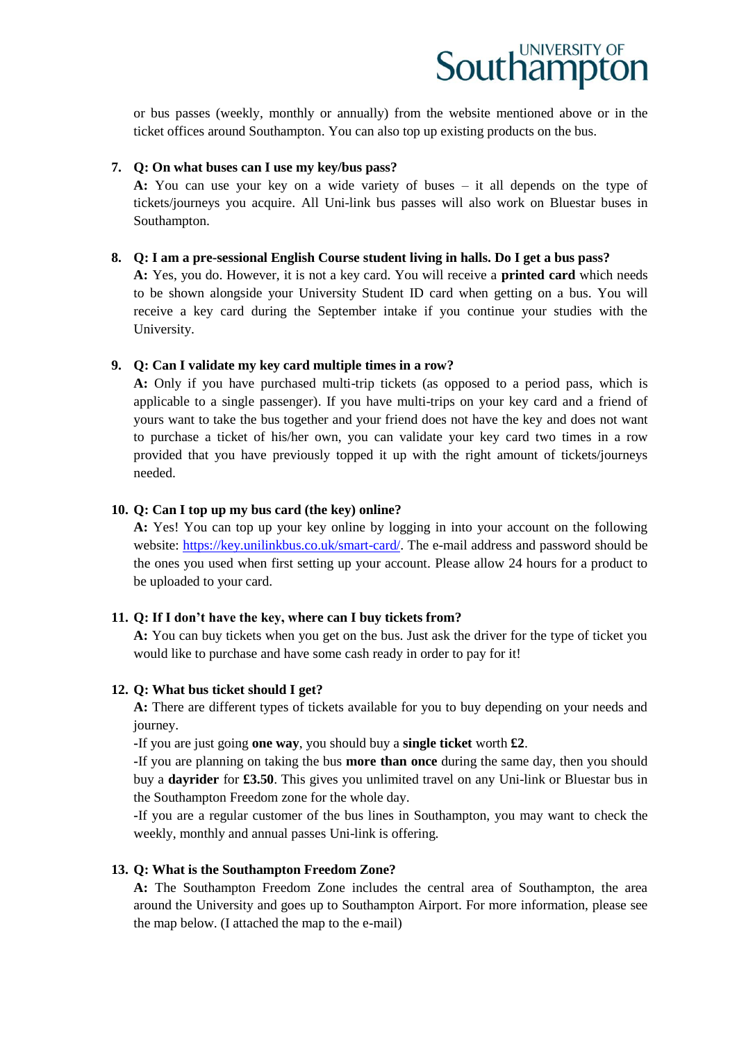or bus passes (weekly, monthly or annually) from the website mentioned above or in the ticket offices around Southampton. You can also top up existing products on the bus.

7. **Q: On what buses can I use my key/bus pass?**
   **A:** You can use your key on a wide variety of buses – it all depends on the type of tickets/journeys you acquire. All Uni-link bus passes will also work on Bluestar buses in Southampton.

8. **Q: I am a pre-sessional English Course student living in halls. Do I get a bus pass?**
   **A:** Yes, you do. However, it is not a key card. You will receive a **printed card** which needs to be shown alongside your University Student ID card when getting on a bus. You will receive a key card during the September intake if you continue your studies with the University.

9. **Q: Can I validate my key card multiple times in a row?**
   **A:** Only if you have purchased multi-trip tickets (as opposed to a period pass, which is applicable to a single passenger). If you have multi-trips on your key card and a friend of yours want to take the bus together and your friend does not have the key and does not want to purchase a ticket of his/her own, you can validate your key card two times in a row provided that you have previously topped it up with the right amount of tickets/journeys needed.

10. **Q: Can I top up my bus card (the key) online?**
    **A:** Yes! You can top up your key online by logging in into your account on the following website: [https://key.unilinkbus.co.uk/smart-card/](https://key.unilinkbus.co.uk/smart-card/). The e-mail address and password should be the ones you used when first setting up your account. Please allow 24 hours for a product to be uploaded to your card.

11. **Q: If I don't have the key, where can I buy tickets from?**
    **A:** You can buy tickets when you get on the bus. Just ask the driver for the type of ticket you would like to purchase and have some cash ready in order to pay for it!

12. **Q: What bus ticket should I get?**
    **A:** There are different types of tickets available for you to buy depending on your needs and journey.
    -If you are just going **one way**, you should buy a **single ticket** worth **£2**.
    -If you are planning on taking the bus **more than once** during the same day, then you should buy a **dayrider** for **£3.50**. This gives you unlimited travel on any Uni-link or Bluestar bus in the Southampton Freedom zone for the whole day.
    -If you are a regular customer of the bus lines in Southampton, you may want to check the weekly, monthly and annual passes Uni-link is offering.

13. **Q: What is the Southampton Freedom Zone?**
    **A:** The Southampton Freedom Zone includes the central area of Southampton, the area around the University and goes up to Southampton Airport. For more information, please see the map below. (I attached the map to the e-mail)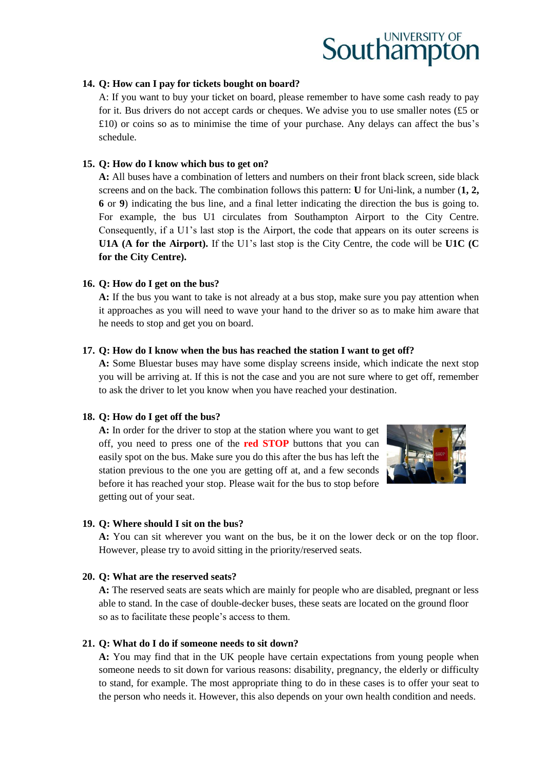**14. Q: How can I pay for tickets bought on board?**

A: If you want to buy your ticket on board, please remember to have some cash ready to pay for it. Bus drivers do not accept cards or cheques. We advise you to use smaller notes (£5 or £10) or coins so as to minimise the time of your purchase. Any delays can affect the bus's schedule.

**15. Q: How do I know which bus to get on?**

**A:** All buses have a combination of letters and numbers on their front black screen, side black screens and on the back. The combination follows this pattern: **U** for Uni-link, a number (**1, 2, 6** or **9**) indicating the bus line, and a final letter indicating the direction the bus is going to. For example, the bus U1 circulates from Southampton Airport to the City Centre. Consequently, if a U1's last stop is the Airport, the code that appears on its outer screens is **U1A (A for the Airport).** If the U1's last stop is the City Centre, the code will be **U1C (C for the City Centre).**

**16. Q: How do I get on the bus?**

**A:** If the bus you want to take is not already at a bus stop, make sure you pay attention when it approaches as you will need to wave your hand to the driver so as to make him aware that he needs to stop and get you on board.

**17. Q: How do I know when the bus has reached the station I want to get off?**

**A:** Some Bluestar buses may have some display screens inside, which indicate the next stop you will be arriving at. If this is not the case and you are not sure where to get off, remember to ask the driver to let you know when you have reached your destination.

**18. Q: How do I get off the bus?**

**A:** In order for the driver to stop at the station where you want to get off, you need to press one of the **red STOP** buttons that you can easily spot on the bus. Make sure you do this after the bus has left the station previous to the one you are getting off at, and a few seconds before it has reached your stop. Please wait for the bus to stop before getting out of your seat.

**19. Q: Where should I sit on the bus?**

**A:** You can sit wherever you want on the bus, be it on the lower deck or on the top floor. However, please try to avoid sitting in the priority/reserved seats.

**20. Q: What are the reserved seats?**

**A:** The reserved seats are seats which are mainly for people who are disabled, pregnant or less able to stand. In the case of double-decker buses, these seats are located on the ground floor so as to facilitate these people's access to them.

**21. Q: What do I do if someone needs to sit down?**

**A:** You may find that in the UK people have certain expectations from young people when someone needs to sit down for various reasons: disability, pregnancy, the elderly or difficulty to stand, for example. The most appropriate thing to do in these cases is to offer your seat to the person who needs it. However, this also depends on your own health condition and needs.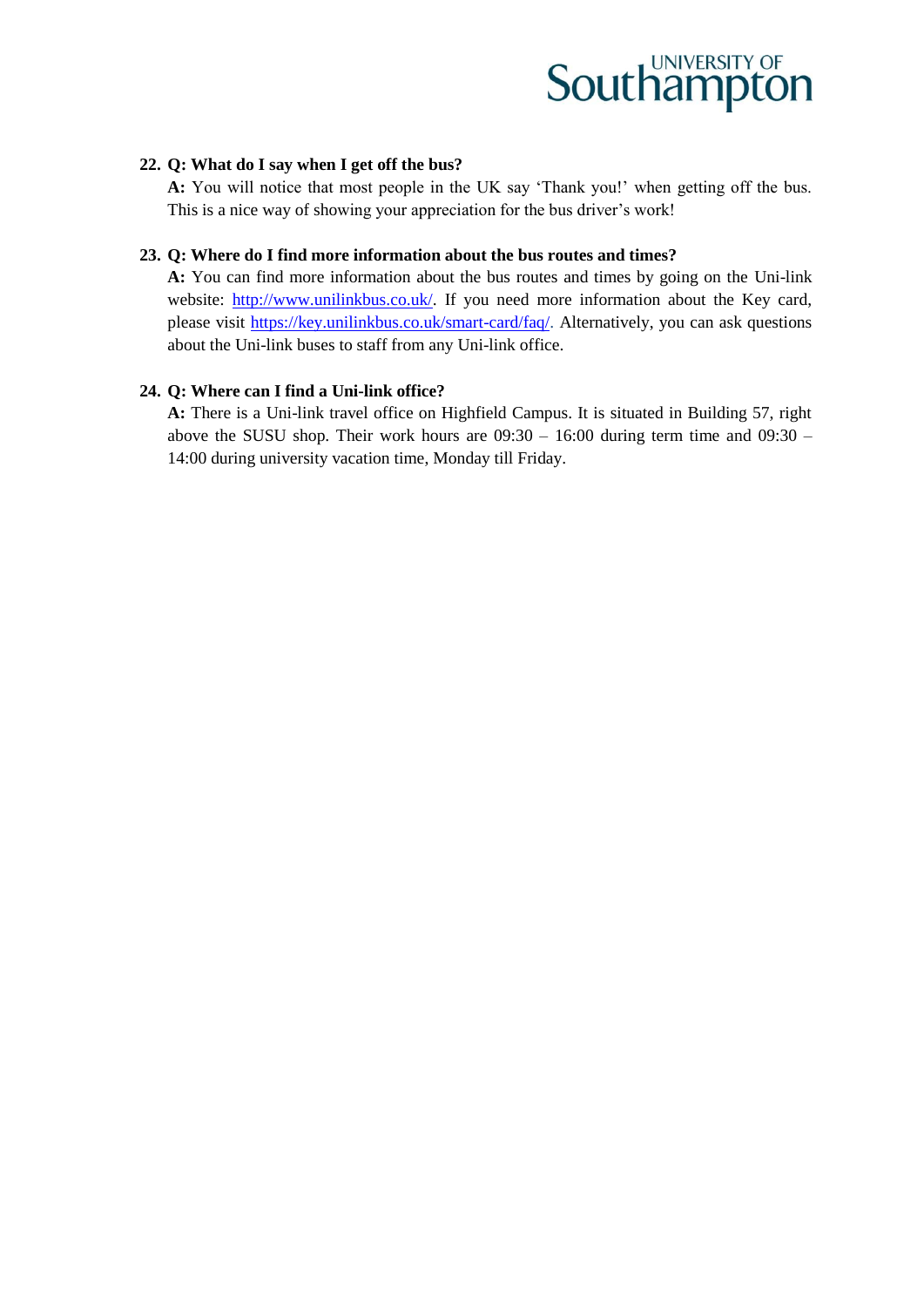**22. Q: What do I say when I get off the bus?**

**A:** You will notice that most people in the UK say 'Thank you!' when getting off the bus. This is a nice way of showing your appreciation for the bus driver's work!

**23. Q: Where do I find more information about the bus routes and times?**

**A:** You can find more information about the bus routes and times by going on the Uni-link website: http://www.unilinkbus.co.uk/. If you need more information about the Key card, please visit https://key.unilinkbus.co.uk/smart-card/faq/. Alternatively, you can ask questions about the Uni-link buses to staff from any Uni-link office.

**24. Q: Where can I find a Uni-link office?**

**A:** There is a Uni-link travel office on Highfield Campus. It is situated in Building 57, right above the SUSU shop. Their work hours are 09:30 – 16:00 during term time and 09:30 – 14:00 during university vacation time, Monday till Friday.